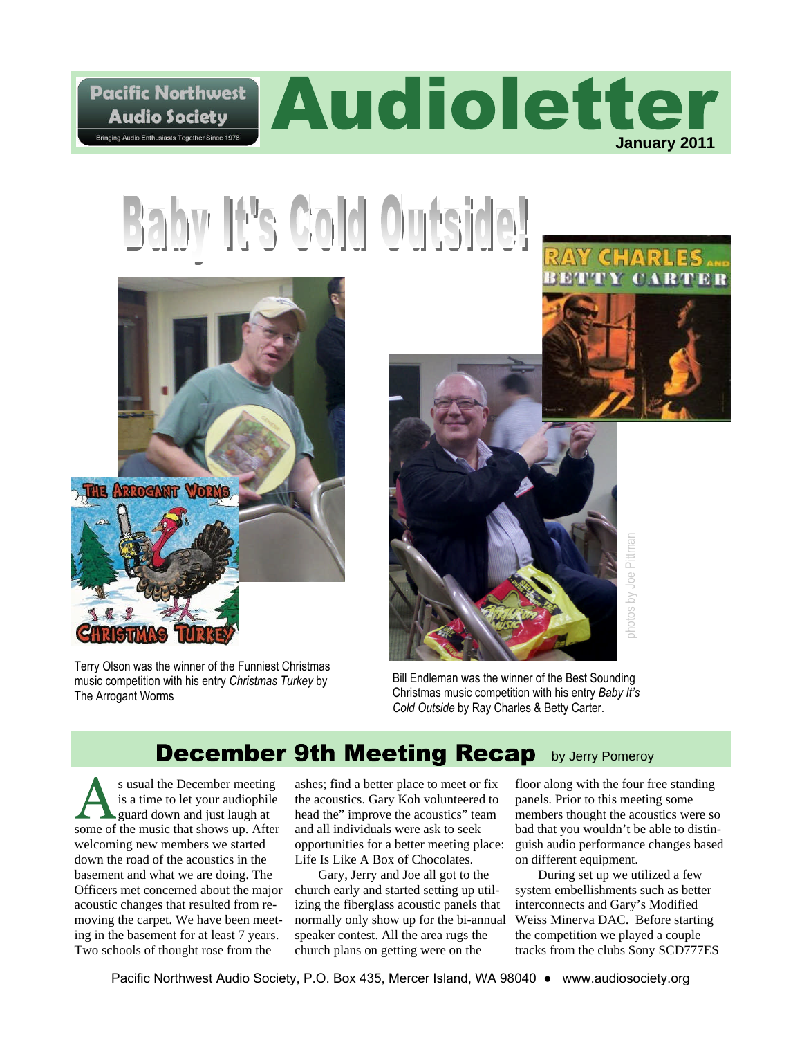# Audioletter

Pacific Northwest Audio Society — Bringing Audio Enthusiasts Together Since 1978

January 2011

# Baby It's Cold Outside!

Terry Olson was the winner of the Funniest Christmas music competition with his entry *Christmas Turkey* by The Arrogant Worms

Bill Endleman was the winner of the Best Sounding Christmas music competition with his entry *Baby It's Cold Outside* by Ray Charles & Betty Carter.

photos by Joe Pittman

## December 9th Meeting Recap

by Jerry Pomeroy

As usual the December meeting is a time to let your audiophile guard down and just laugh at some of the music that shows up. After welcoming new members we started down the road of the acoustics in the basement and what we are doing. The Officers met concerned about the major acoustic changes that resulted from removing the carpet. We have been meeting in the basement for at least 7 years. Two schools of thought rose from the ashes; find a better place to meet or fix the acoustics. Gary Koh volunteered to head the" improve the acoustics" team and all individuals were ask to seek opportunities for a better meeting place: Life Is Like A Box of Chocolates.

Gary, Jerry and Joe all got to the church early and started setting up utilizing the fiberglass acoustic panels that normally only show up for the bi-annual speaker contest. All the area rugs the church plans on getting were on the floor along with the four free standing panels. Prior to this meeting some members thought the acoustics were so bad that you wouldn't be able to distinguish audio performance changes based on different equipment.

During set up we utilized a few system embellishments such as better interconnects and Gary's Modified Weiss Minerva DAC. Before starting the competition we played a couple tracks from the clubs Sony SCD777ES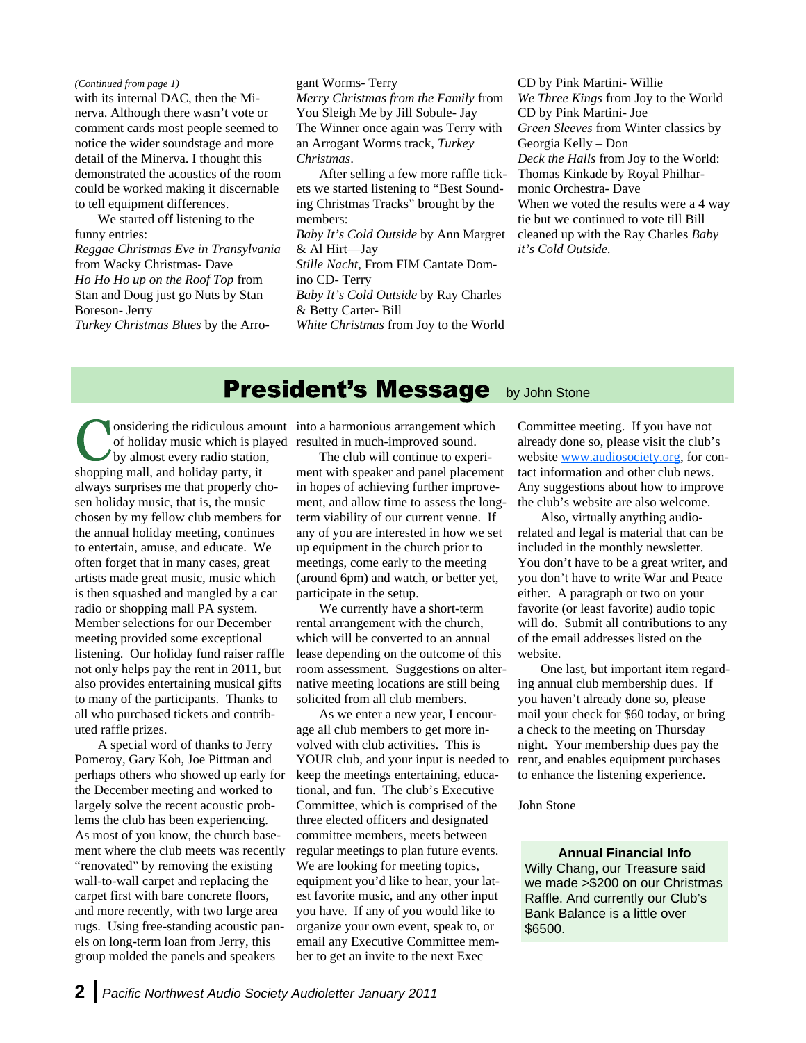*(Continued from page 1)*

with its internal DAC, then the Minerva. Although there wasn't vote or comment cards most people seemed to notice the wider soundstage and more detail of the Minerva. I thought this demonstrated the acoustics of the room could be worked making it discernable to tell equipment differences.

We started off listening to the funny entries:

*Reggae Christmas Eve in Transylvania* from Wacky Christmas- Dave
*Ho Ho Ho up on the Roof Top* from Stan and Doug just go Nuts by Stan Boreson- Jerry
*Turkey Christmas Blues* by the Arrogant Worms- Terry
*Merry Christmas from the Family* from You Sleigh Me by Jill Sobule- Jay

The Winner once again was Terry with an Arrogant Worms track, *Turkey Christmas*.

After selling a few more raffle tickets we started listening to "Best Sounding Christmas Tracks" brought by the members:

*Baby It's Cold Outside* by Ann Margret & Al Hirt—Jay
*Stille Nacht*, From FIM Cantate Domino CD- Terry
*Baby It's Cold Outside* by Ray Charles & Betty Carter- Bill
*White Christmas* from Joy to the World CD by Pink Martini- Willie
*We Three Kings* from Joy to the World CD by Pink Martini- Joe
*Green Sleeves* from Winter classics by Georgia Kelly – Don
*Deck the Halls* from Joy to the World: Thomas Kinkade by Royal Philharmonic Orchestra- Dave

When we voted the results were a 4 way tie but we continued to vote till Bill cleaned up with the Ray Charles *Baby it's Cold Outside.*

## President's Message

by John Stone

Considering the ridiculous amount of holiday music which is played by almost every radio station, shopping mall, and holiday party, it always surprises me that properly chosen holiday music, that is, the music chosen by my fellow club members for the annual holiday meeting, continues to entertain, amuse, and educate. We often forget that in many cases, great artists made great music, music which is then squashed and mangled by a car radio or shopping mall PA system. Member selections for our December meeting provided some exceptional listening. Our holiday fund raiser raffle not only helps pay the rent in 2011, but also provides entertaining musical gifts to many of the participants. Thanks to all who purchased tickets and contributed raffle prizes.

A special word of thanks to Jerry Pomeroy, Gary Koh, Joe Pittman and perhaps others who showed up early for the December meeting and worked to largely solve the recent acoustic problems the club has been experiencing. As most of you know, the church basement where the club meets was recently "renovated" by removing the existing wall-to-wall carpet and replacing the carpet first with bare concrete floors, and more recently, with two large area rugs. Using free-standing acoustic panels on long-term loan from Jerry, this group molded the panels and speakers into a harmonious arrangement which resulted in much-improved sound.

The club will continue to experiment with speaker and panel placement in hopes of achieving further improvement, and allow time to assess the long-term viability of our current venue. If any of you are interested in how we set up equipment in the church prior to meetings, come early to the meeting (around 6pm) and watch, or better yet, participate in the setup.

We currently have a short-term rental arrangement with the church, which will be converted to an annual lease depending on the outcome of this room assessment. Suggestions on alternative meeting locations are still being solicited from all club members.

As we enter a new year, I encourage all club members to get more involved with club activities. This is YOUR club, and your input is needed to keep the meetings entertaining, educational, and fun. The club's Executive Committee, which is comprised of the three elected officers and designated committee members, meets between regular meetings to plan future events. We are looking for meeting topics, equipment you'd like to hear, your latest favorite music, and any other input you have. If any of you would like to organize your own event, speak to, or email any Executive Committee member to get an invite to the next Exec Committee meeting. If you have not already done so, please visit the club's website www.audiosociety.org, for contact information and other club news. Any suggestions about how to improve the club's website are also welcome.

Also, virtually anything audio-related and legal is material that can be included in the monthly newsletter. You don't have to be a great writer, and you don't have to write War and Peace either. A paragraph or two on your favorite (or least favorite) audio topic will do. Submit all contributions to any of the email addresses listed on the website.

One last, but important item regarding annual club membership dues. If you haven't already done so, please mail your check for $60 today, or bring a check to the meeting on Thursday night. Your membership dues pay the rent, and enables equipment purchases to enhance the listening experience.

John Stone

**Annual Financial Info**

Willy Chang, our Treasure said we made >$200 on our Christmas Raffle. And currently our Club's Bank Balance is a little over $6500.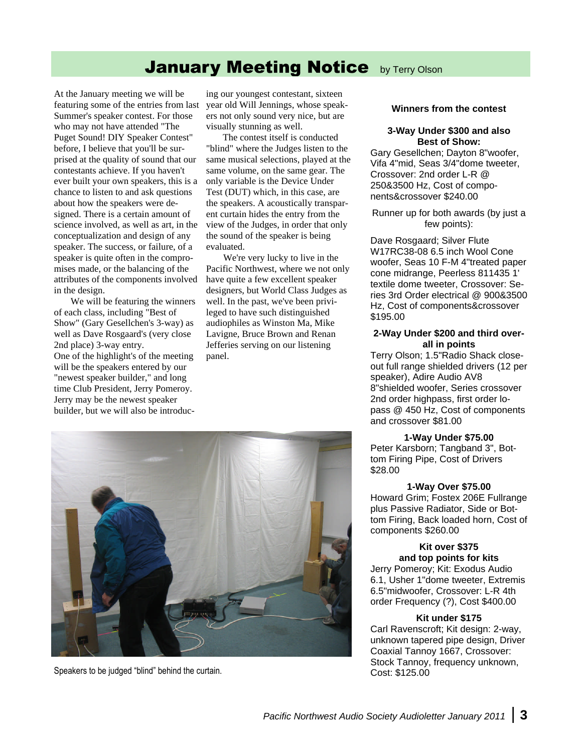# January Meeting Notice

by Terry Olson

At the January meeting we will be featuring some of the entries from last Summer's speaker contest. For those who may not have attended "The Puget Sound! DIY Speaker Contest" before, I believe that you'll be surprised at the quality of sound that our contestants achieve. If you haven't ever built your own speakers, this is a chance to listen to and ask questions about how the speakers were designed. There is a certain amount of science involved, as well as art, in the conceptualization and design of any speaker. The success, or failure, of a speaker is quite often in the compromises made, or the balancing of the attributes of the components involved in the design.

We will be featuring the winners of each class, including "Best of Show" (Gary Gesellchen's 3-way) as well as Dave Rosgaard's (very close 2nd place) 3-way entry.

One of the highlight's of the meeting will be the speakers entered by our "newest speaker builder," and long time Club President, Jerry Pomeroy. Jerry may be the newest speaker builder, but we will also be introducing our youngest contestant, sixteen year old Will Jennings, whose speakers not only sound very nice, but are visually stunning as well.

The contest itself is conducted "blind" where the Judges listen to the same musical selections, played at the same volume, on the same gear. The only variable is the Device Under Test (DUT) which, in this case, are the speakers. A acoustically transparent curtain hides the entry from the view of the Judges, in order that only the sound of the speaker is being evaluated.

We're very lucky to live in the Pacific Northwest, where we not only have quite a few excellent speaker designers, but World Class Judges as well. In the past, we've been privileged to have such distinguished audiophiles as Winston Ma, Mike Lavigne, Bruce Brown and Renan Jefferies serving on our listening panel.

Speakers to be judged "blind" behind the curtain.

**Winners from the contest**

**3-Way Under $300 and also Best of Show:**

Gary Gesellchen; Dayton 8"woofer, Vifa 4"mid, Seas 3/4"dome tweeter, Crossover: 2nd order L-R @ 250&3500 Hz, Cost of components&crossover $240.00

Runner up for both awards (by just a few points):

Dave Rosgaard; Silver Flute W17RC38-08 6.5 inch Wool Cone woofer, Seas 10 F-M 4"treated paper cone midrange, Peerless 811435 1' textile dome tweeter, Crossover: Series 3rd Order electrical @ 900&3500 Hz, Cost of components&crossover $195.00

**2-Way Under $200 and third overall in points**

Terry Olson; 1.5"Radio Shack closeout full range shielded drivers (12 per speaker), Adire Audio AV8 8"shielded woofer, Series crossover 2nd order highpass, first order lopass @ 450 Hz, Cost of components and crossover $81.00

**1-Way Under $75.00**

Peter Karsborn; Tangband 3", Bottom Firing Pipe, Cost of Drivers $28.00

**1-Way Over $75.00**

Howard Grim; Fostex 206E Fullrange plus Passive Radiator, Side or Bottom Firing, Back loaded horn, Cost of components $260.00

**Kit over $375 and top points for kits**

Jerry Pomeroy; Kit: Exodus Audio 6.1, Usher 1"dome tweeter, Extremis 6.5"midwoofer, Crossover: L-R 4th order Frequency (?), Cost $400.00

**Kit under $175**

Carl Ravenscroft; Kit design: 2-way, unknown tapered pipe design, Driver Coaxial Tannoy 1667, Crossover: Stock Tannoy, frequency unknown, Cost: $125.00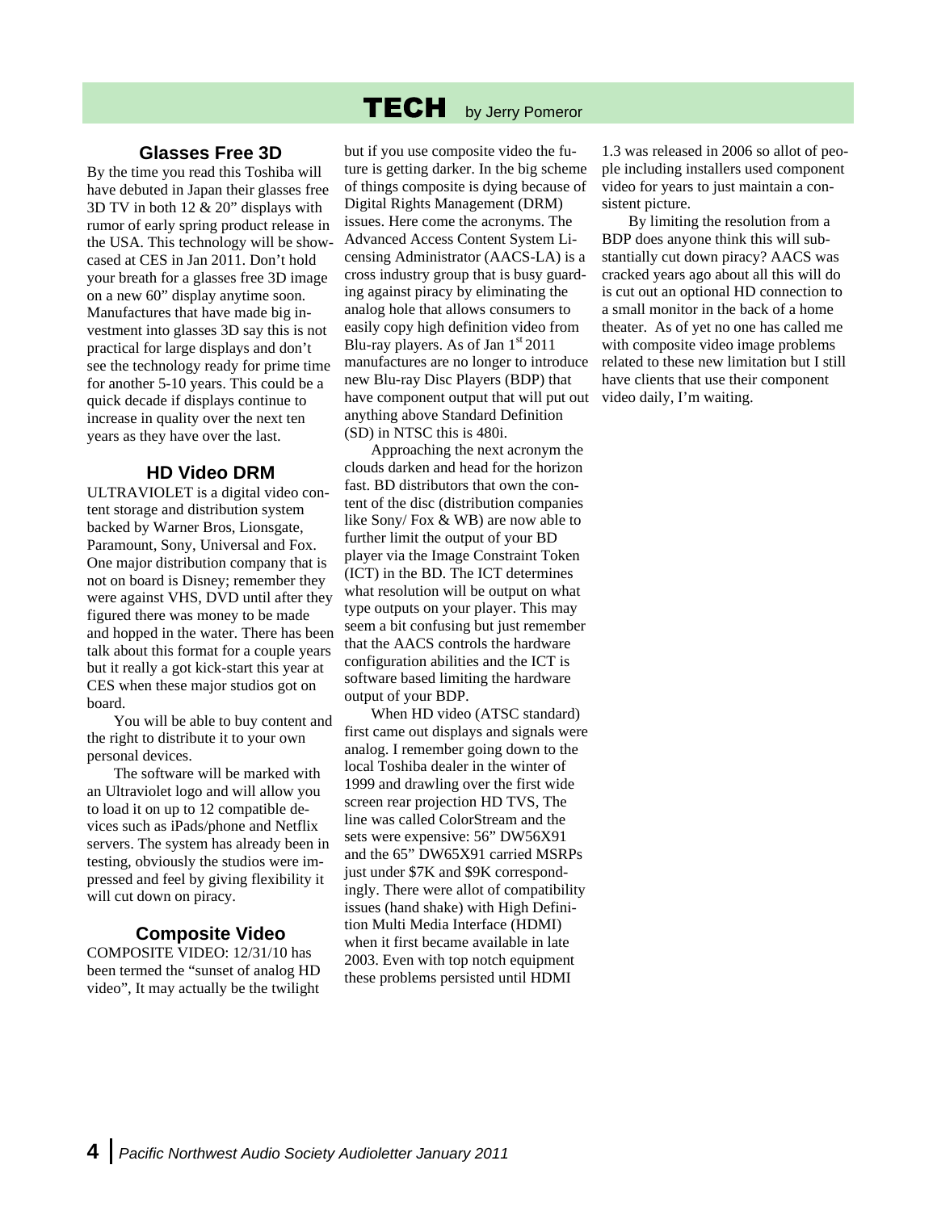# TECH by Jerry Pomeror

## Glasses Free 3D

By the time you read this Toshiba will have debuted in Japan their glasses free 3D TV in both 12 & 20" displays with rumor of early spring product release in the USA. This technology will be showcased at CES in Jan 2011. Don't hold your breath for a glasses free 3D image on a new 60" display anytime soon. Manufactures that have made big investment into glasses 3D say this is not practical for large displays and don't see the technology ready for prime time for another 5-10 years. This could be a quick decade if displays continue to increase in quality over the next ten years as they have over the last.

## HD Video DRM

ULTRAVIOLET is a digital video content storage and distribution system backed by Warner Bros, Lionsgate, Paramount, Sony, Universal and Fox. One major distribution company that is not on board is Disney; remember they were against VHS, DVD until after they figured there was money to be made and hopped in the water. There has been talk about this format for a couple years but it really a got kick-start this year at CES when these major studios got on board.

You will be able to buy content and the right to distribute it to your own personal devices.

The software will be marked with an Ultraviolet logo and will allow you to load it on up to 12 compatible devices such as iPads/phone and Netflix servers. The system has already been in testing, obviously the studios were impressed and feel by giving flexibility it will cut down on piracy.

## Composite Video

COMPOSITE VIDEO: 12/31/10 has been termed the "sunset of analog HD video", It may actually be the twilight but if you use composite video the future is getting darker. In the big scheme of things composite is dying because of Digital Rights Management (DRM) issues. Here come the acronyms. The Advanced Access Content System Licensing Administrator (AACS-LA) is a cross industry group that is busy guarding against piracy by eliminating the analog hole that allows consumers to easily copy high definition video from Blu-ray players. As of Jan 1st 2011 manufactures are no longer to introduce new Blu-ray Disc Players (BDP) that have component output that will put out anything above Standard Definition (SD) in NTSC this is 480i.

Approaching the next acronym the clouds darken and head for the horizon fast. BD distributors that own the content of the disc (distribution companies like Sony/ Fox & WB) are now able to further limit the output of your BD player via the Image Constraint Token (ICT) in the BD. The ICT determines what resolution will be output on what type outputs on your player. This may seem a bit confusing but just remember that the AACS controls the hardware configuration abilities and the ICT is software based limiting the hardware output of your BDP.

When HD video (ATSC standard) first came out displays and signals were analog. I remember going down to the local Toshiba dealer in the winter of 1999 and drawling over the first wide screen rear projection HD TVS, The line was called ColorStream and the sets were expensive: 56" DW56X91 and the 65" DW65X91 carried MSRPs just under $7K and $9K correspondingly. There were allot of compatibility issues (hand shake) with High Definition Multi Media Interface (HDMI) when it first became available in late 2003. Even with top notch equipment these problems persisted until HDMI 1.3 was released in 2006 so allot of people including installers used component video for years to just maintain a consistent picture.

By limiting the resolution from a BDP does anyone think this will substantially cut down piracy? AACS was cracked years ago about all this will do is cut out an optional HD connection to a small monitor in the back of a home theater. As of yet no one has called me with composite video image problems related to these new limitation but I still have clients that use their component video daily, I'm waiting.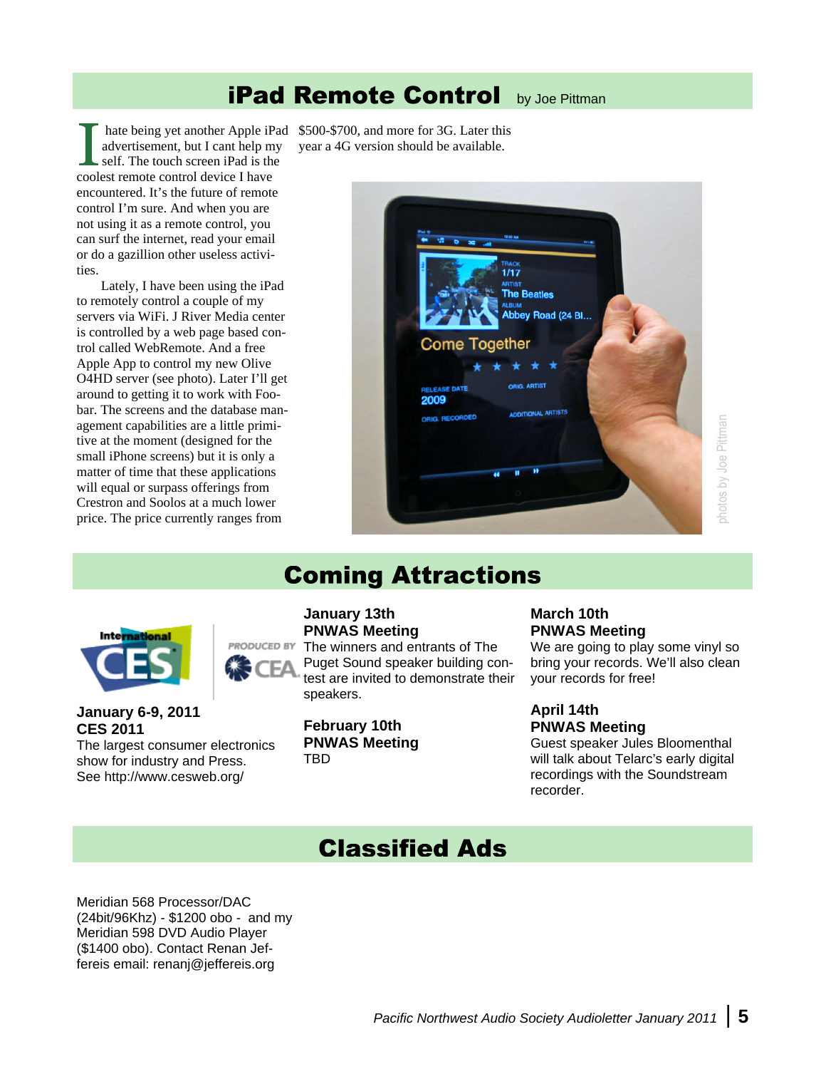## iPad Remote Control

by Joe Pittman

I hate being yet another Apple iPad advertisement, but I cant help my self. The touch screen iPad is the coolest remote control device I have encountered. It's the future of remote control I'm sure. And when you are not using it as a remote control, you can surf the internet, read your email or do a gazillion other useless activities.

Lately, I have been using the iPad to remotely control a couple of my servers via WiFi. J River Media center is controlled by a web page based control called WebRemote. And a free Apple App to control my new Olive O4HD server (see photo). Later I'll get around to getting it to work with Foobar. The screens and the database management capabilities are a little primitive at the moment (designed for the small iPhone screens) but it is only a matter of time that these applications will equal or surpass offerings from Crestron and Soolos at a much lower price. The price currently ranges from $500-$700, and more for 3G. Later this year a 4G version should be available.

photos by Joe Pittman

## Coming Attractions

**January 6-9, 2011**
**CES 2011**
The largest consumer electronics show for industry and Press. See http://www.cesweb.org/

**January 13th**
**PNWAS Meeting**
The winners and entrants of The Puget Sound speaker building contest are invited to demonstrate their speakers.

**February 10th**
**PNWAS Meeting**
TBD

**March 10th**
**PNWAS Meeting**
We are going to play some vinyl so bring your records. We'll also clean your records for free!

**April 14th**
**PNWAS Meeting**
Guest speaker Jules Bloomenthal will talk about Telarc's early digital recordings with the Soundstream recorder.

## Classified Ads

Meridian 568 Processor/DAC (24bit/96Khz) - $1200 obo - and my Meridian 598 DVD Audio Player ($1400 obo). Contact Renan Jeffereis email: renanj@jeffereis.org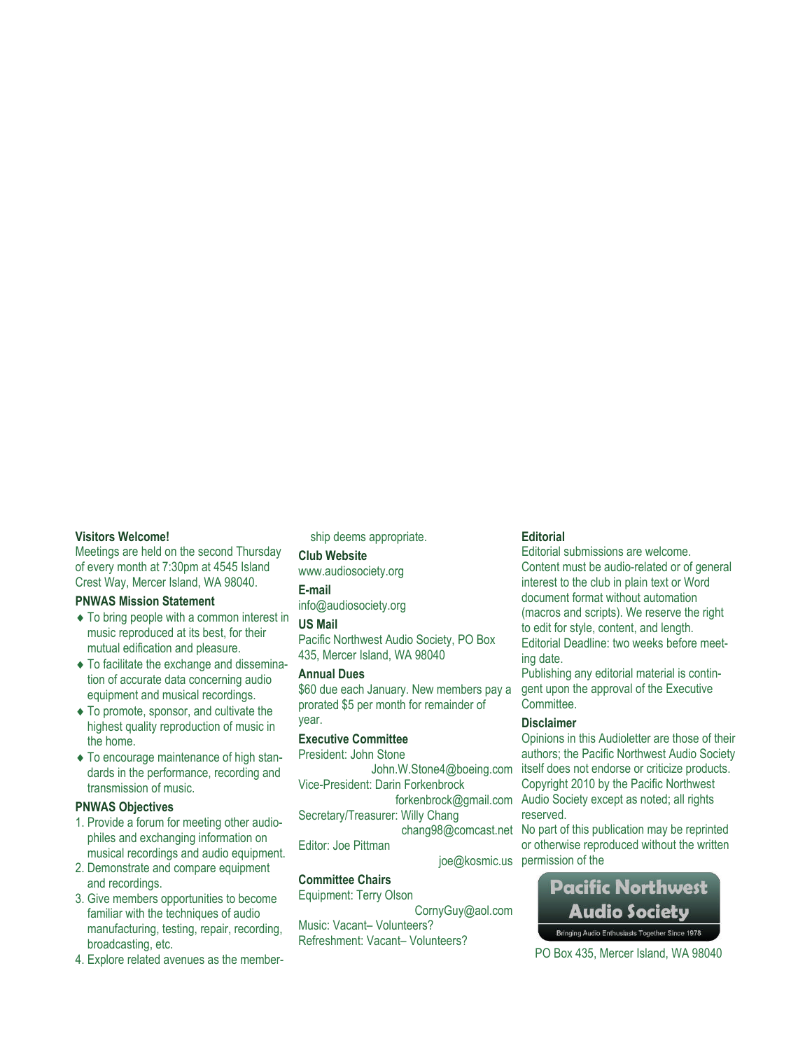**Visitors Welcome!**

Meetings are held on the second Thursday of every month at 7:30pm at 4545 Island Crest Way, Mercer Island, WA 98040.

**PNWAS Mission Statement**

- To bring people with a common interest in music reproduced at its best, for their mutual edification and pleasure.
- To facilitate the exchange and dissemination of accurate data concerning audio equipment and musical recordings.
- To promote, sponsor, and cultivate the highest quality reproduction of music in the home.
- To encourage maintenance of high standards in the performance, recording and transmission of music.

**PNWAS Objectives**

1. Provide a forum for meeting other audiophiles and exchanging information on musical recordings and audio equipment.
2. Demonstrate and compare equipment and recordings.
3. Give members opportunities to become familiar with the techniques of audio manufacturing, testing, repair, recording, broadcasting, etc.
4. Explore related avenues as the membership deems appropriate.

**Club Website**

www.audiosociety.org

**E-mail**

info@audiosociety.org

**US Mail**

Pacific Northwest Audio Society, PO Box 435, Mercer Island, WA 98040

**Annual Dues**

$60 due each January. New members pay a prorated $5 per month for remainder of year.

**Executive Committee**

President: John Stone
John.W.Stone4@boeing.com
Vice-President: Darin Forkenbrock
forkenbrock@gmail.com
Secretary/Treasurer: Willy Chang
chang98@comcast.net
Editor: Joe Pittman
joe@kosmic.us

**Committee Chairs**

Equipment: Terry Olson
CornyGuy@aol.com
Music: Vacant– Volunteers?
Refreshment: Vacant– Volunteers?

**Editorial**

Editorial submissions are welcome. Content must be audio-related or of general interest to the club in plain text or Word document format without automation (macros and scripts). We reserve the right to edit for style, content, and length. Editorial Deadline: two weeks before meeting date.

Publishing any editorial material is contingent upon the approval of the Executive Committee.

**Disclaimer**

Opinions in this Audioletter are those of their authors; the Pacific Northwest Audio Society itself does not endorse or criticize products. Copyright 2010 by the Pacific Northwest Audio Society except as noted; all rights reserved.

No part of this publication may be reprinted or otherwise reproduced without the written permission of the

Pacific Northwest Audio Society

Bringing Audio Enthusiasts Together Since 1978

PO Box 435, Mercer Island, WA 98040